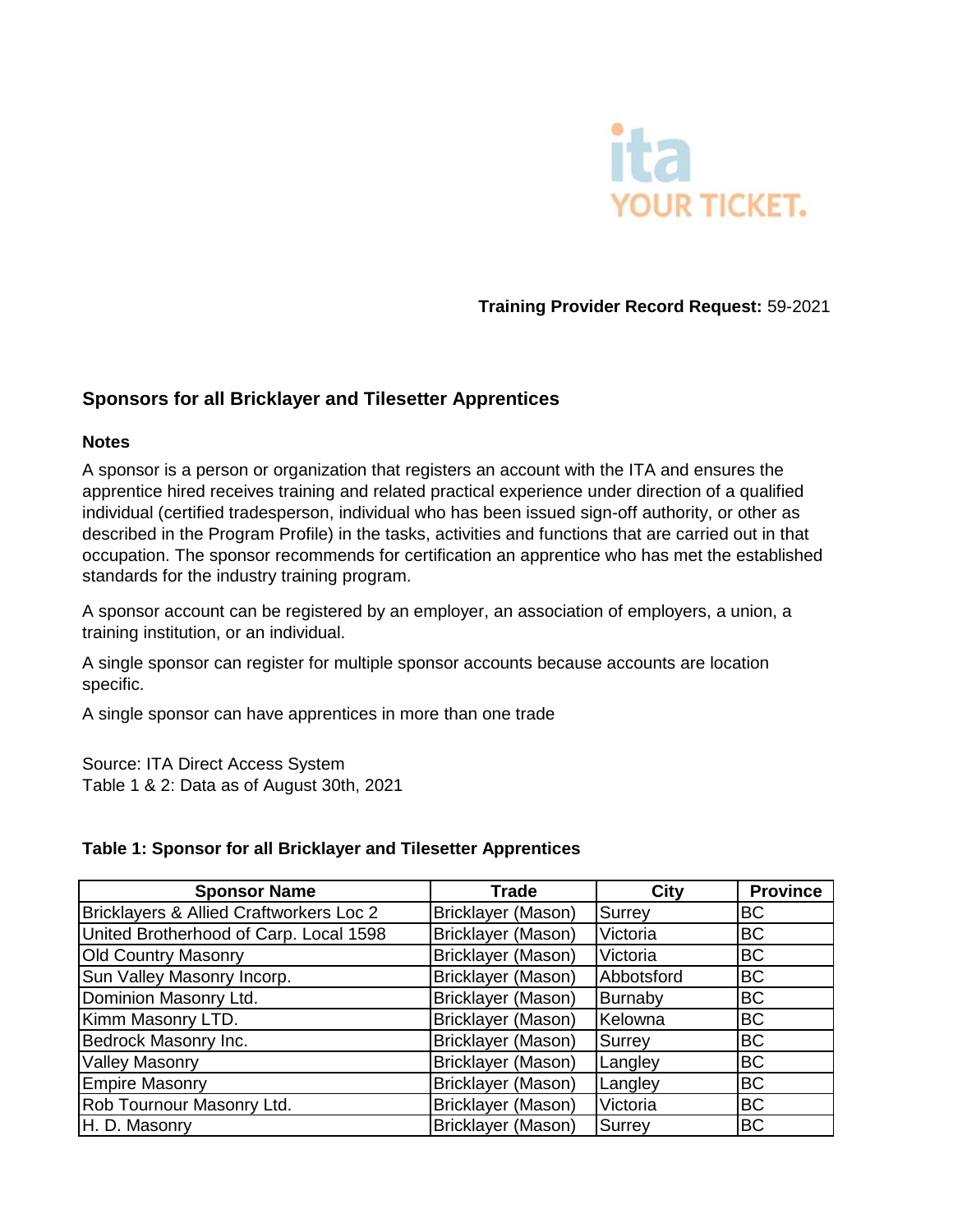**Training Provider Record Request:** 59-2021

## Sponsors for all Bricklayer and Tilesetter Apprentices

### Notes

A sponsor is a person or organization that registers an account with the ITA and ensures the apprentice hired receives training and related practical experience under direction of a qualified individual (certified tradesperson, individual who has been issued sign-off authority, or other as described in the Program Profile) in the tasks, activities and functions that are carried out in that occupation. The sponsor recommends for certification an apprentice who has met the established standards for the industry training program.

A sponsor account can be registered by an employer, an association of employers, a union, a training institution, or an individual.

A single sponsor can register for multiple sponsor accounts because accounts are location specific.

A single sponsor can have apprentices in more than one trade

Source: ITA Direct Access System
Table 1 & 2: Data as of August 30th, 2021

**Table 1: Sponsor for all Bricklayer and Tilesetter Apprentices**

| Sponsor Name | Trade | City | Province |
|---|---|---|---|
| Bricklayers & Allied Craftworkers Loc 2 | Bricklayer (Mason) | Surrey | BC |
| United Brotherhood of Carp. Local 1598 | Bricklayer (Mason) | Victoria | BC |
| Old Country Masonry | Bricklayer (Mason) | Victoria | BC |
| Sun Valley Masonry Incorp. | Bricklayer (Mason) | Abbotsford | BC |
| Dominion Masonry Ltd. | Bricklayer (Mason) | Burnaby | BC |
| Kimm Masonry LTD. | Bricklayer (Mason) | Kelowna | BC |
| Bedrock Masonry Inc. | Bricklayer (Mason) | Surrey | BC |
| Valley Masonry | Bricklayer (Mason) | Langley | BC |
| Empire Masonry | Bricklayer (Mason) | Langley | BC |
| Rob Tournour Masonry Ltd. | Bricklayer (Mason) | Victoria | BC |
| H. D. Masonry | Bricklayer (Mason) | Surrey | BC |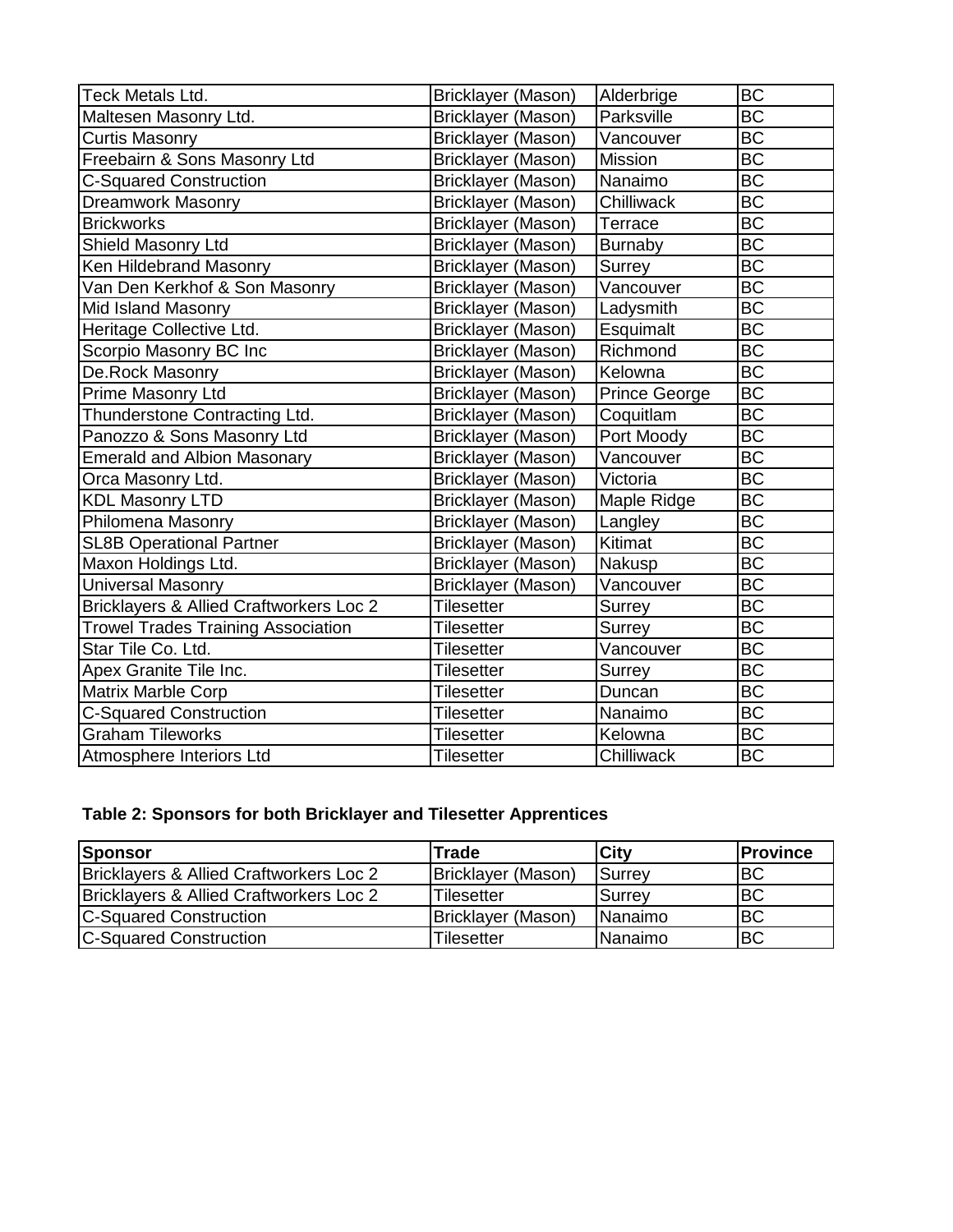| | | | |
|---|---|---|---|
| Teck Metals Ltd. | Bricklayer (Mason) | Alderbrige | BC |
| Maltesen Masonry Ltd. | Bricklayer (Mason) | Parksville | BC |
| Curtis Masonry | Bricklayer (Mason) | Vancouver | BC |
| Freebairn & Sons Masonry Ltd | Bricklayer (Mason) | Mission | BC |
| C-Squared Construction | Bricklayer (Mason) | Nanaimo | BC |
| Dreamwork Masonry | Bricklayer (Mason) | Chilliwack | BC |
| Brickworks | Bricklayer (Mason) | Terrace | BC |
| Shield Masonry Ltd | Bricklayer (Mason) | Burnaby | BC |
| Ken Hildebrand Masonry | Bricklayer (Mason) | Surrey | BC |
| Van Den Kerkhof & Son Masonry | Bricklayer (Mason) | Vancouver | BC |
| Mid Island Masonry | Bricklayer (Mason) | Ladysmith | BC |
| Heritage Collective Ltd. | Bricklayer (Mason) | Esquimalt | BC |
| Scorpio Masonry BC Inc | Bricklayer (Mason) | Richmond | BC |
| De.Rock Masonry | Bricklayer (Mason) | Kelowna | BC |
| Prime Masonry Ltd | Bricklayer (Mason) | Prince George | BC |
| Thunderstone Contracting Ltd. | Bricklayer (Mason) | Coquitlam | BC |
| Panozzo & Sons Masonry Ltd | Bricklayer (Mason) | Port Moody | BC |
| Emerald and Albion Masonary | Bricklayer (Mason) | Vancouver | BC |
| Orca Masonry Ltd. | Bricklayer (Mason) | Victoria | BC |
| KDL Masonry LTD | Bricklayer (Mason) | Maple Ridge | BC |
| Philomena Masonry | Bricklayer (Mason) | Langley | BC |
| SL8B Operational Partner | Bricklayer (Mason) | Kitimat | BC |
| Maxon Holdings Ltd. | Bricklayer (Mason) | Nakusp | BC |
| Universal Masonry | Bricklayer (Mason) | Vancouver | BC |
| Bricklayers & Allied Craftworkers Loc 2 | Tilesetter | Surrey | BC |
| Trowel Trades Training Association | Tilesetter | Surrey | BC |
| Star Tile Co. Ltd. | Tilesetter | Vancouver | BC |
| Apex Granite Tile Inc. | Tilesetter | Surrey | BC |
| Matrix Marble Corp | Tilesetter | Duncan | BC |
| C-Squared Construction | Tilesetter | Nanaimo | BC |
| Graham Tileworks | Tilesetter | Kelowna | BC |
| Atmosphere Interiors Ltd | Tilesetter | Chilliwack | BC |

**Table 2: Sponsors for both Bricklayer and Tilesetter Apprentices**

| Sponsor | Trade | City | Province |
|---|---|---|---|
| Bricklayers & Allied Craftworkers Loc 2 | Bricklayer (Mason) | Surrey | BC |
| Bricklayers & Allied Craftworkers Loc 2 | Tilesetter | Surrey | BC |
| C-Squared Construction | Bricklayer (Mason) | Nanaimo | BC |
| C-Squared Construction | Tilesetter | Nanaimo | BC |